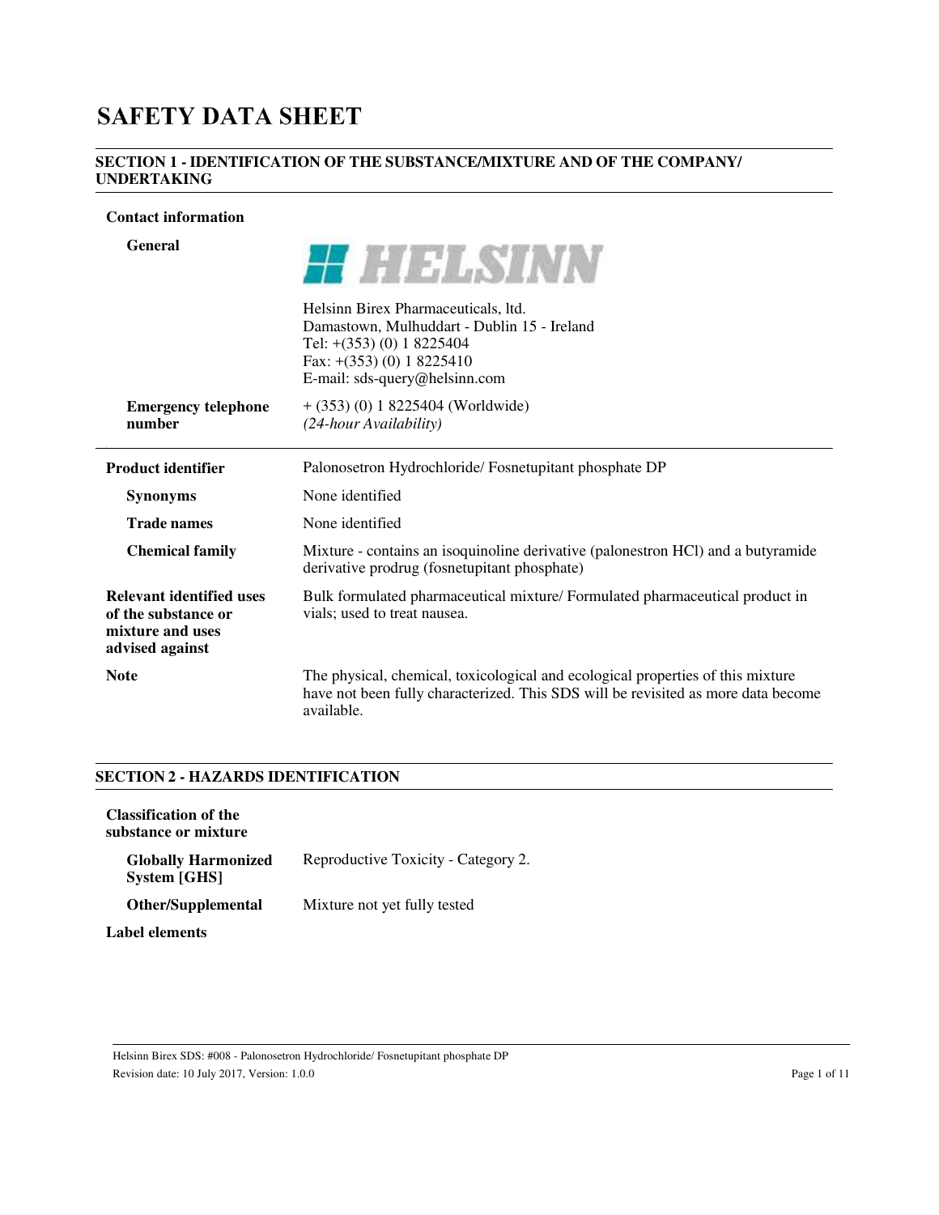# SAFETY DATA SHEET

## SECTION 1 - IDENTIFICATION OF THE SUBSTANCE/MIXTURE AND OF THE COMPANY/ UNDERTAKING

**Contact information**

**General**

HELSINN

Helsinn Birex Pharmaceuticals, ltd.
Damastown, Mulhuddart - Dublin 15 - Ireland
Tel: +(353) (0) 1 8225404
Fax: +(353) (0) 1 8225410
E-mail: sds-query@helsinn.com

**Emergency telephone number**

+ (353) (0) 1 8225404 (Worldwide)
*(24-hour Availability)*

**Product identifier** Palonosetron Hydrochloride/ Fosnetupitant phosphate DP

**Synonyms** None identified

**Trade names** None identified

**Chemical family** Mixture - contains an isoquinoline derivative (palonestron HCl) and a butyramide derivative prodrug (fosnetupitant phosphate)

**Relevant identified uses of the substance or mixture and uses advised against** Bulk formulated pharmaceutical mixture/ Formulated pharmaceutical product in vials; used to treat nausea.

**Note** The physical, chemical, toxicological and ecological properties of this mixture have not been fully characterized. This SDS will be revisited as more data become available.

## SECTION 2 - HAZARDS IDENTIFICATION

**Classification of the substance or mixture**

**Globally Harmonized System [GHS]** Reproductive Toxicity - Category 2.

**Other/Supplemental** Mixture not yet fully tested

**Label elements**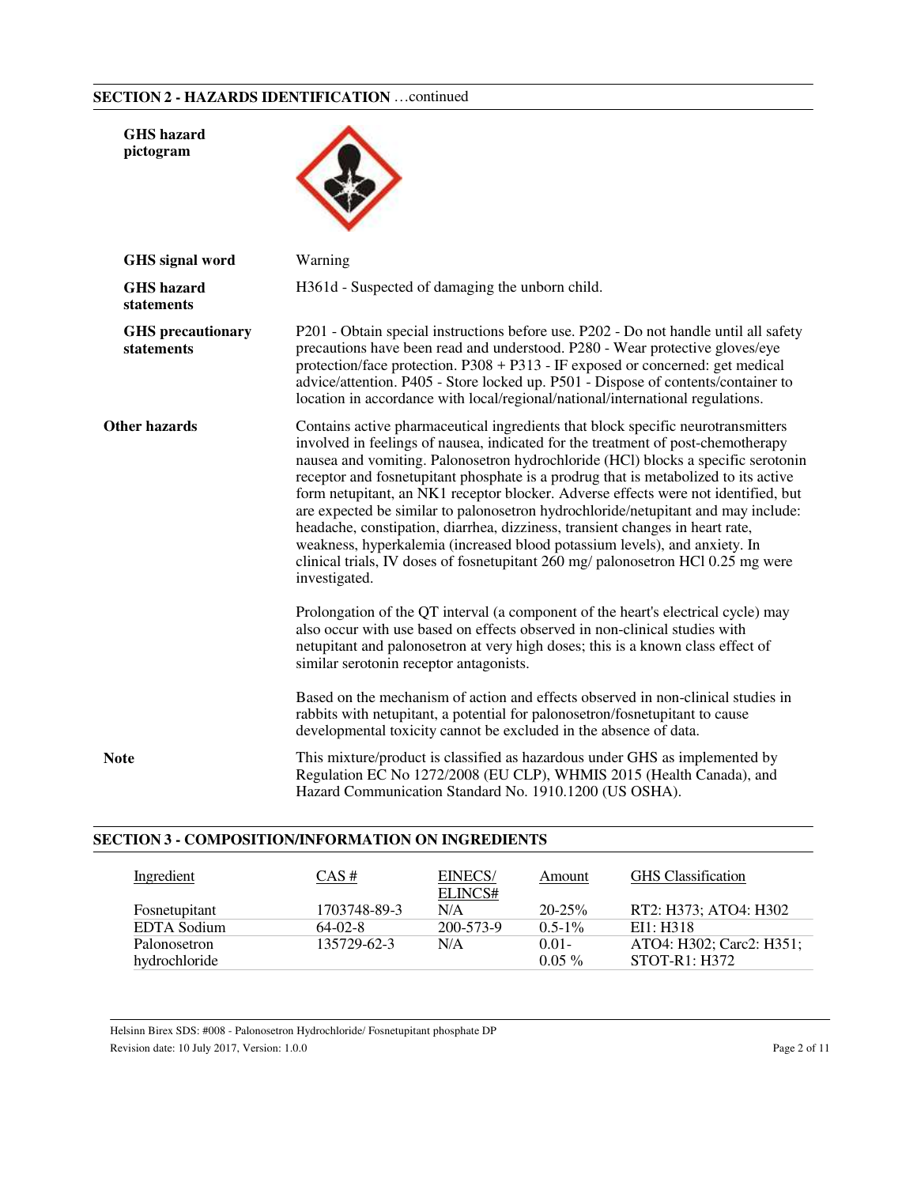## SECTION 2 - HAZARDS IDENTIFICATION …continued

**GHS hazard pictogram**

**GHS signal word** Warning

**GHS hazard statements** H361d - Suspected of damaging the unborn child.

**GHS precautionary statements** P201 - Obtain special instructions before use. P202 - Do not handle until all safety precautions have been read and understood. P280 - Wear protective gloves/eye protection/face protection. P308 + P313 - IF exposed or concerned: get medical advice/attention. P405 - Store locked up. P501 - Dispose of contents/container to location in accordance with local/regional/national/international regulations.

**Other hazards** Contains active pharmaceutical ingredients that block specific neurotransmitters involved in feelings of nausea, indicated for the treatment of post-chemotherapy nausea and vomiting. Palonosetron hydrochloride (HCl) blocks a specific serotonin receptor and fosnetupitant phosphate is a prodrug that is metabolized to its active form netupitant, an NK1 receptor blocker. Adverse effects were not identified, but are expected be similar to palonosetron hydrochloride/netupitant and may include: headache, constipation, diarrhea, dizziness, transient changes in heart rate, weakness, hyperkalemia (increased blood potassium levels), and anxiety. In clinical trials, IV doses of fosnetupitant 260 mg/ palonosetron HCl 0.25 mg were investigated.

Prolongation of the QT interval (a component of the heart's electrical cycle) may also occur with use based on effects observed in non-clinical studies with netupitant and palonosetron at very high doses; this is a known class effect of similar serotonin receptor antagonists.

Based on the mechanism of action and effects observed in non-clinical studies in rabbits with netupitant, a potential for palonosetron/fosnetupitant to cause developmental toxicity cannot be excluded in the absence of data.

**Note** This mixture/product is classified as hazardous under GHS as implemented by Regulation EC No 1272/2008 (EU CLP), WHMIS 2015 (Health Canada), and Hazard Communication Standard No. 1910.1200 (US OSHA).

## SECTION 3 - COMPOSITION/INFORMATION ON INGREDIENTS

| Ingredient | CAS # | EINECS/ ELINCS# | Amount | GHS Classification |
|---|---|---|---|---|
| Fosnetupitant | 1703748-89-3 | N/A | 20-25% | RT2: H373; ATO4: H302 |
| EDTA Sodium | 64-02-8 | 200-573-9 | 0.5-1% | EI1: H318 |
| Palonosetron hydrochloride | 135729-62-3 | N/A | 0.01-0.05 % | ATO4: H302; Carc2: H351; STOT-R1: H372 |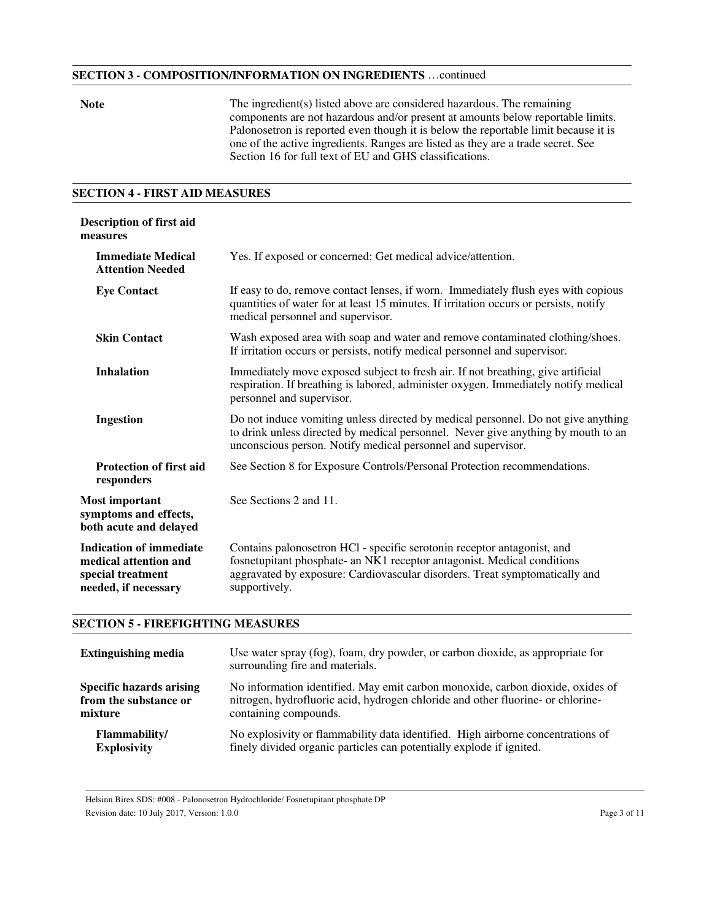## SECTION 3 - COMPOSITION/INFORMATION ON INGREDIENTS …continued

**Note** — The ingredient(s) listed above are considered hazardous. The remaining components are not hazardous and/or present at amounts below reportable limits. Palonosetron is reported even though it is below the reportable limit because it is one of the active ingredients. Ranges are listed as they are a trade secret. See Section 16 for full text of EU and GHS classifications.

## SECTION 4 - FIRST AID MEASURES

**Description of first aid measures**

**Immediate Medical Attention Needed** — Yes. If exposed or concerned: Get medical advice/attention.

**Eye Contact** — If easy to do, remove contact lenses, if worn. Immediately flush eyes with copious quantities of water for at least 15 minutes. If irritation occurs or persists, notify medical personnel and supervisor.

**Skin Contact** — Wash exposed area with soap and water and remove contaminated clothing/shoes. If irritation occurs or persists, notify medical personnel and supervisor.

**Inhalation** — Immediately move exposed subject to fresh air. If not breathing, give artificial respiration. If breathing is labored, administer oxygen. Immediately notify medical personnel and supervisor.

**Ingestion** — Do not induce vomiting unless directed by medical personnel. Do not give anything to drink unless directed by medical personnel. Never give anything by mouth to an unconscious person. Notify medical personnel and supervisor.

**Protection of first aid responders** — See Section 8 for Exposure Controls/Personal Protection recommendations.

**Most important symptoms and effects, both acute and delayed** — See Sections 2 and 11.

**Indication of immediate medical attention and special treatment needed, if necessary** — Contains palonosetron HCl - specific serotonin receptor antagonist, and fosnetupitant phosphate- an NK1 receptor antagonist. Medical conditions aggravated by exposure: Cardiovascular disorders. Treat symptomatically and supportively.

## SECTION 5 - FIREFIGHTING MEASURES

**Extinguishing media** — Use water spray (fog), foam, dry powder, or carbon dioxide, as appropriate for surrounding fire and materials.

**Specific hazards arising from the substance or mixture** — No information identified. May emit carbon monoxide, carbon dioxide, oxides of nitrogen, hydrofluoric acid, hydrogen chloride and other fluorine- or chlorine-containing compounds.

**Flammability/ Explosivity** — No explosivity or flammability data identified. High airborne concentrations of finely divided organic particles can potentially explode if ignited.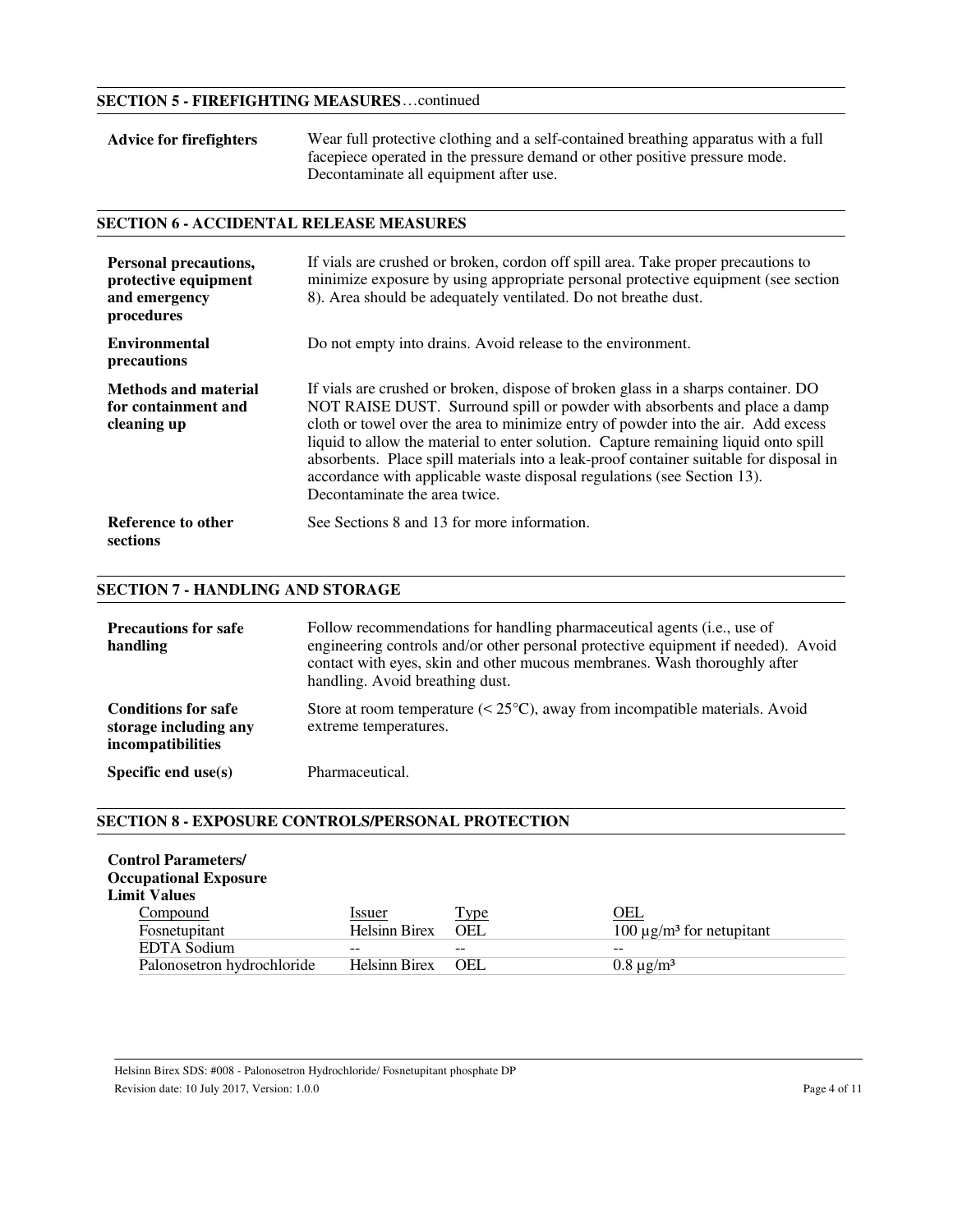## SECTION 5 - FIREFIGHTING MEASURES…continued

| | |
|---|---|
| **Advice for firefighters** | Wear full protective clothing and a self-contained breathing apparatus with a full facepiece operated in the pressure demand or other positive pressure mode. Decontaminate all equipment after use. |

## SECTION 6 - ACCIDENTAL RELEASE MEASURES

| | |
|---|---|
| **Personal precautions, protective equipment and emergency procedures** | If vials are crushed or broken, cordon off spill area. Take proper precautions to minimize exposure by using appropriate personal protective equipment (see section 8). Area should be adequately ventilated. Do not breathe dust. |
| **Environmental precautions** | Do not empty into drains. Avoid release to the environment. |
| **Methods and material for containment and cleaning up** | If vials are crushed or broken, dispose of broken glass in a sharps container. DO NOT RAISE DUST. Surround spill or powder with absorbents and place a damp cloth or towel over the area to minimize entry of powder into the air. Add excess liquid to allow the material to enter solution. Capture remaining liquid onto spill absorbents. Place spill materials into a leak-proof container suitable for disposal in accordance with applicable waste disposal regulations (see Section 13). Decontaminate the area twice. |
| **Reference to other sections** | See Sections 8 and 13 for more information. |

## SECTION 7 - HANDLING AND STORAGE

| | |
|---|---|
| **Precautions for safe handling** | Follow recommendations for handling pharmaceutical agents (i.e., use of engineering controls and/or other personal protective equipment if needed). Avoid contact with eyes, skin and other mucous membranes. Wash thoroughly after handling. Avoid breathing dust. |
| **Conditions for safe storage including any incompatibilities** | Store at room temperature (< 25°C), away from incompatible materials. Avoid extreme temperatures. |
| **Specific end use(s)** | Pharmaceutical. |

## SECTION 8 - EXPOSURE CONTROLS/PERSONAL PROTECTION

**Control Parameters/ Occupational Exposure Limit Values**

| Compound | Issuer | Type | OEL |
|---|---|---|---|
| Fosnetupitant | Helsinn Birex | OEL | 100 µg/m³ for netupitant |
| EDTA Sodium | -- | -- | -- |
| Palonosetron hydrochloride | Helsinn Birex | OEL | 0.8 µg/m³ |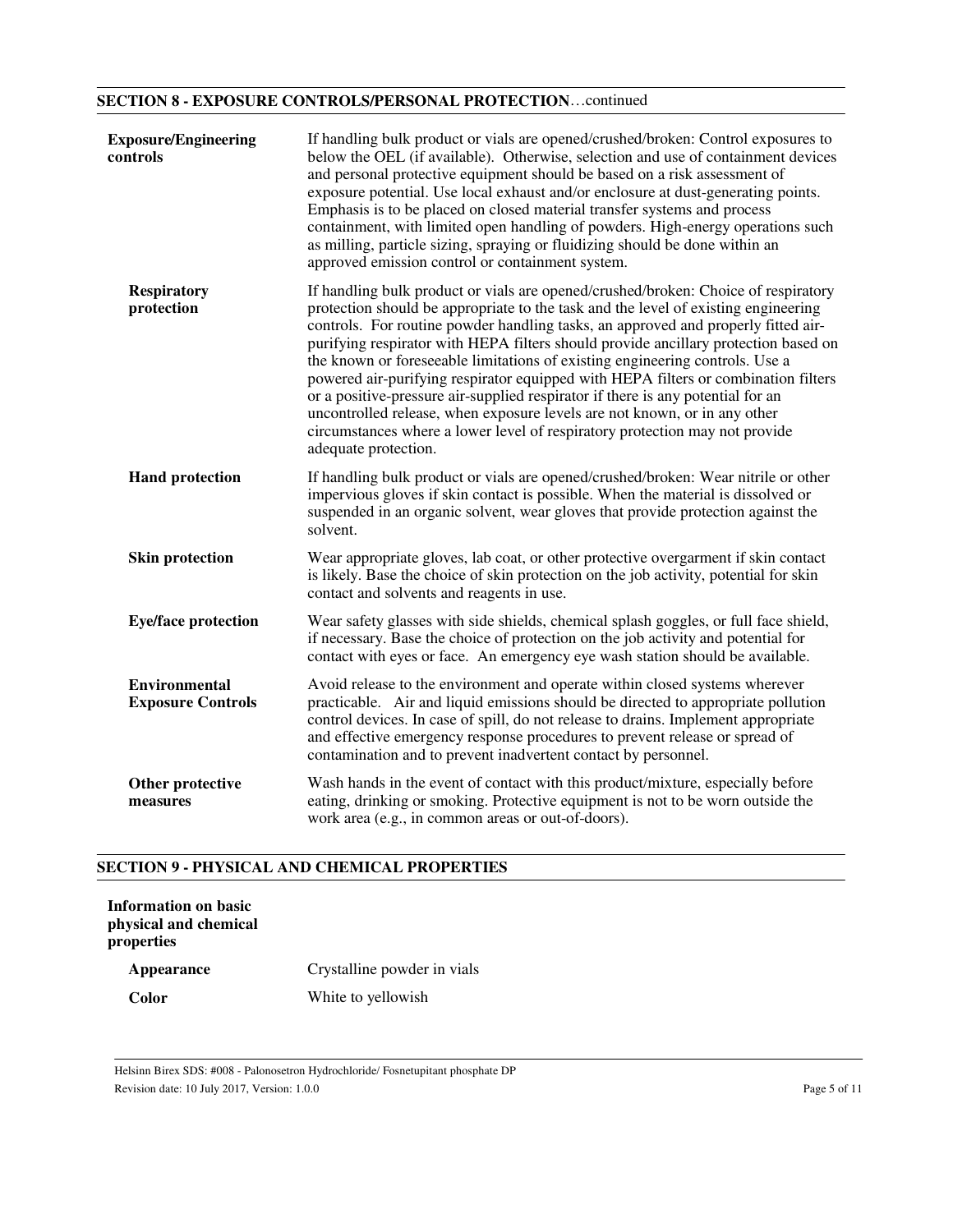## SECTION 8 - EXPOSURE CONTROLS/PERSONAL PROTECTION…continued

**Exposure/Engineering controls**

If handling bulk product or vials are opened/crushed/broken: Control exposures to below the OEL (if available). Otherwise, selection and use of containment devices and personal protective equipment should be based on a risk assessment of exposure potential. Use local exhaust and/or enclosure at dust-generating points. Emphasis is to be placed on closed material transfer systems and process containment, with limited open handling of powders. High-energy operations such as milling, particle sizing, spraying or fluidizing should be done within an approved emission control or containment system.

**Respiratory protection**

If handling bulk product or vials are opened/crushed/broken: Choice of respiratory protection should be appropriate to the task and the level of existing engineering controls. For routine powder handling tasks, an approved and properly fitted air-purifying respirator with HEPA filters should provide ancillary protection based on the known or foreseeable limitations of existing engineering controls. Use a powered air-purifying respirator equipped with HEPA filters or combination filters or a positive-pressure air-supplied respirator if there is any potential for an uncontrolled release, when exposure levels are not known, or in any other circumstances where a lower level of respiratory protection may not provide adequate protection.

**Hand protection**

If handling bulk product or vials are opened/crushed/broken: Wear nitrile or other impervious gloves if skin contact is possible. When the material is dissolved or suspended in an organic solvent, wear gloves that provide protection against the solvent.

**Skin protection**

Wear appropriate gloves, lab coat, or other protective overgarment if skin contact is likely. Base the choice of skin protection on the job activity, potential for skin contact and solvents and reagents in use.

**Eye/face protection**

Wear safety glasses with side shields, chemical splash goggles, or full face shield, if necessary. Base the choice of protection on the job activity and potential for contact with eyes or face. An emergency eye wash station should be available.

**Environmental Exposure Controls**

Avoid release to the environment and operate within closed systems wherever practicable. Air and liquid emissions should be directed to appropriate pollution control devices. In case of spill, do not release to drains. Implement appropriate and effective emergency response procedures to prevent release or spread of contamination and to prevent inadvertent contact by personnel.

**Other protective measures**

Wash hands in the event of contact with this product/mixture, especially before eating, drinking or smoking. Protective equipment is not to be worn outside the work area (e.g., in common areas or out-of-doors).

## SECTION 9 - PHYSICAL AND CHEMICAL PROPERTIES

**Information on basic physical and chemical properties**

**Appearance** Crystalline powder in vials

**Color** White to yellowish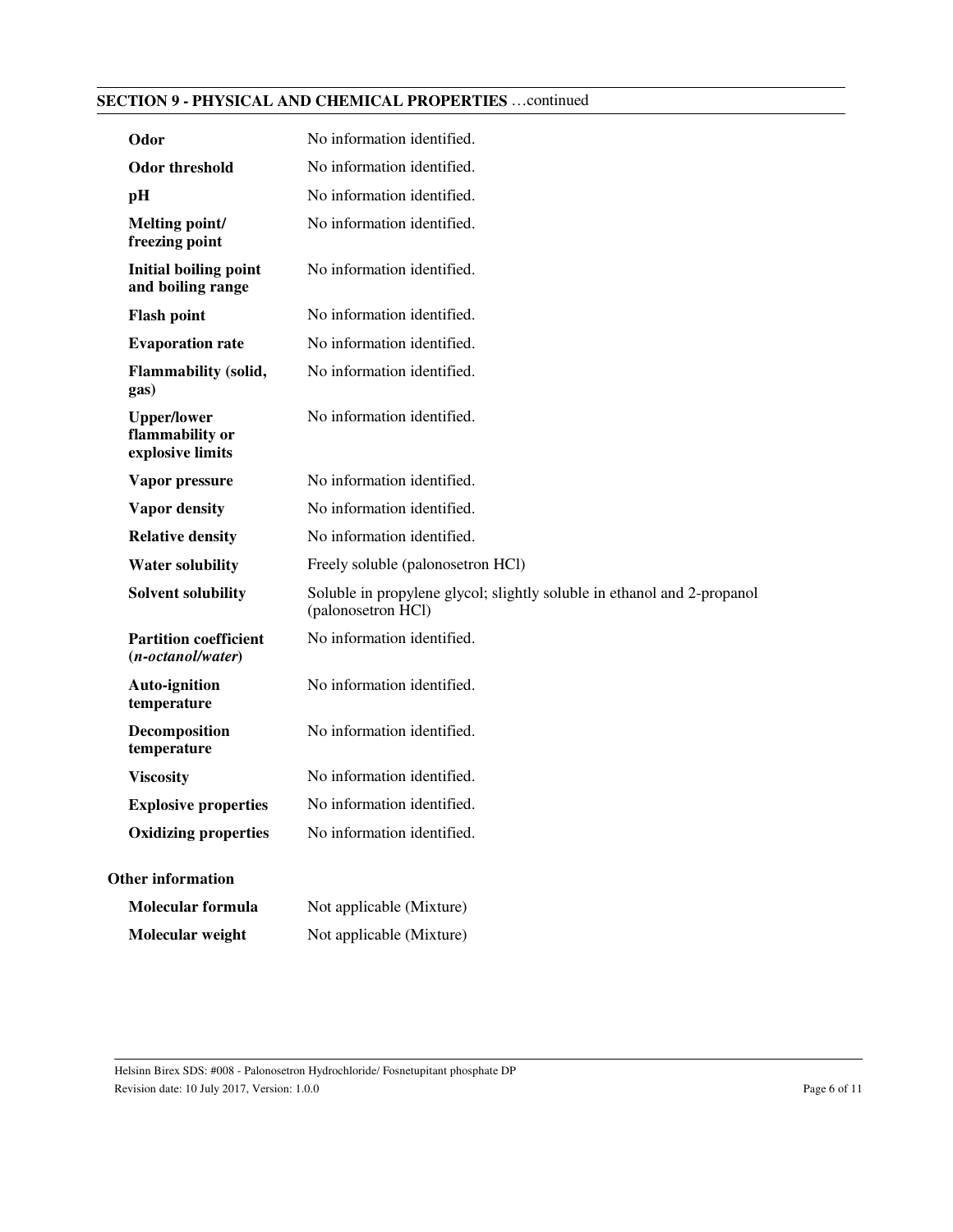## SECTION 9 - PHYSICAL AND CHEMICAL PROPERTIES …continued

| | |
|---|---|
| **Odor** | No information identified. |
| **Odor threshold** | No information identified. |
| **pH** | No information identified. |
| **Melting point/ freezing point** | No information identified. |
| **Initial boiling point and boiling range** | No information identified. |
| **Flash point** | No information identified. |
| **Evaporation rate** | No information identified. |
| **Flammability (solid, gas)** | No information identified. |
| **Upper/lower flammability or explosive limits** | No information identified. |
| **Vapor pressure** | No information identified. |
| **Vapor density** | No information identified. |
| **Relative density** | No information identified. |
| **Water solubility** | Freely soluble (palonosetron HCl) |
| **Solvent solubility** | Soluble in propylene glycol; slightly soluble in ethanol and 2-propanol (palonosetron HCl) |
| **Partition coefficient (*n-octanol/water*)** | No information identified. |
| **Auto-ignition temperature** | No information identified. |
| **Decomposition temperature** | No information identified. |
| **Viscosity** | No information identified. |
| **Explosive properties** | No information identified. |
| **Oxidizing properties** | No information identified. |

### Other information

| | |
|---|---|
| **Molecular formula** | Not applicable (Mixture) |
| **Molecular weight** | Not applicable (Mixture) |

Helsinn Birex SDS: #008 - Palonosetron Hydrochloride/ Fosnetupitant phosphate DP
Revision date: 10 July 2017, Version: 1.0.0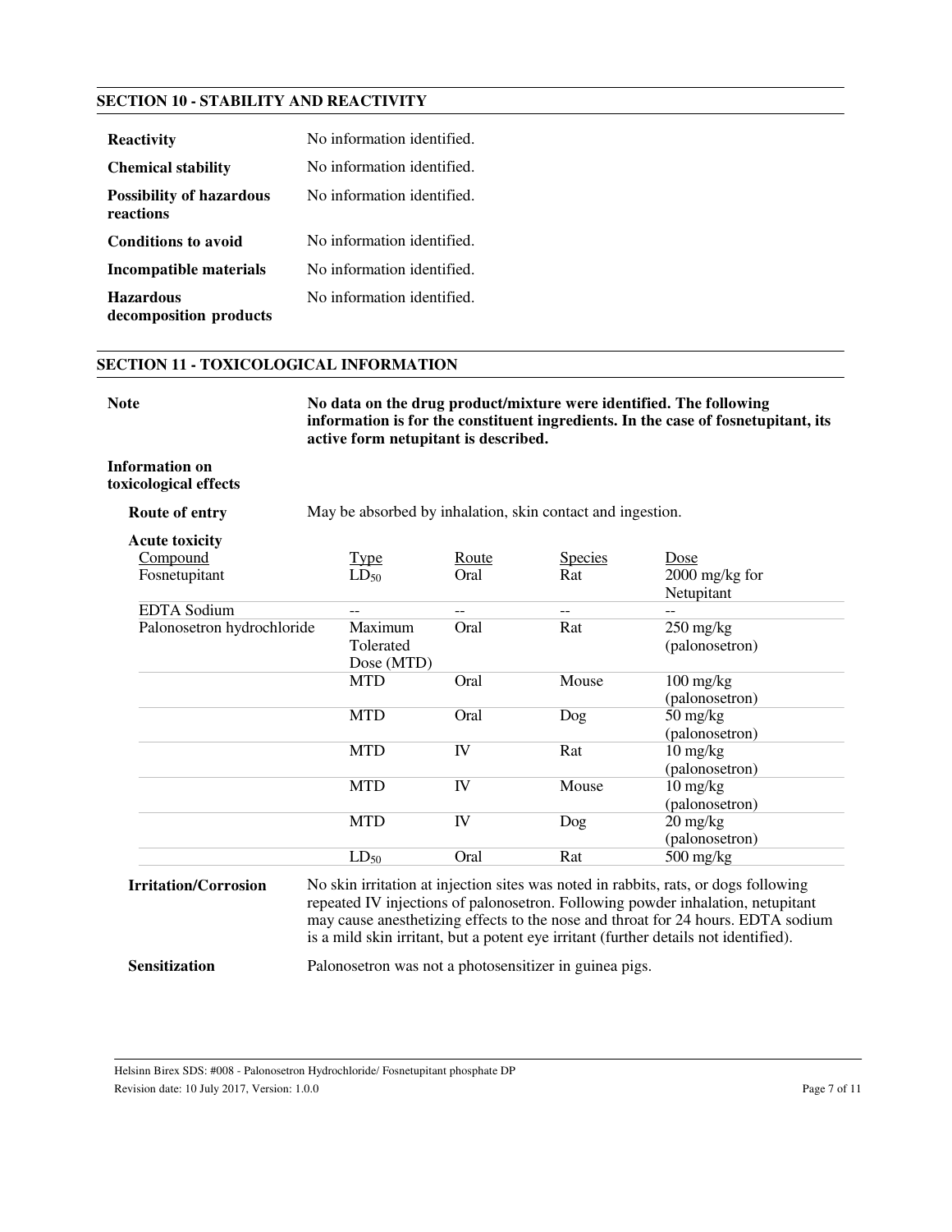## SECTION 10 - STABILITY AND REACTIVITY

| | |
|---|---|
| **Reactivity** | No information identified. |
| **Chemical stability** | No information identified. |
| **Possibility of hazardous reactions** | No information identified. |
| **Conditions to avoid** | No information identified. |
| **Incompatible materials** | No information identified. |
| **Hazardous decomposition products** | No information identified. |

## SECTION 11 - TOXICOLOGICAL INFORMATION

**Note** — **No data on the drug product/mixture were identified. The following information is for the constituent ingredients. In the case of fosnetupitant, its active form netupitant is described.**

**Information on toxicological effects**

**Route of entry** — May be absorbed by inhalation, skin contact and ingestion.

**Acute toxicity**

| Compound | Type | Route | Species | Dose |
|---|---|---|---|---|
| Fosnetupitant | $LD_{50}$ | Oral | Rat | 2000 mg/kg for Netupitant |
| EDTA Sodium | -- | -- | -- | -- |
| Palonosetron hydrochloride | Maximum Tolerated Dose (MTD) | Oral | Rat | 250 mg/kg (palonosetron) |
| | MTD | Oral | Mouse | 100 mg/kg (palonosetron) |
| | MTD | Oral | Dog | 50 mg/kg (palonosetron) |
| | MTD | IV | Rat | 10 mg/kg (palonosetron) |
| | MTD | IV | Mouse | 10 mg/kg (palonosetron) |
| | MTD | IV | Dog | 20 mg/kg (palonosetron) |
| | $LD_{50}$ | Oral | Rat | 500 mg/kg |

**Irritation/Corrosion** — No skin irritation at injection sites was noted in rabbits, rats, or dogs following repeated IV injections of palonosetron. Following powder inhalation, netupitant may cause anesthetizing effects to the nose and throat for 24 hours. EDTA sodium is a mild skin irritant, but a potent eye irritant (further details not identified).

**Sensitization** — Palonosetron was not a photosensitizer in guinea pigs.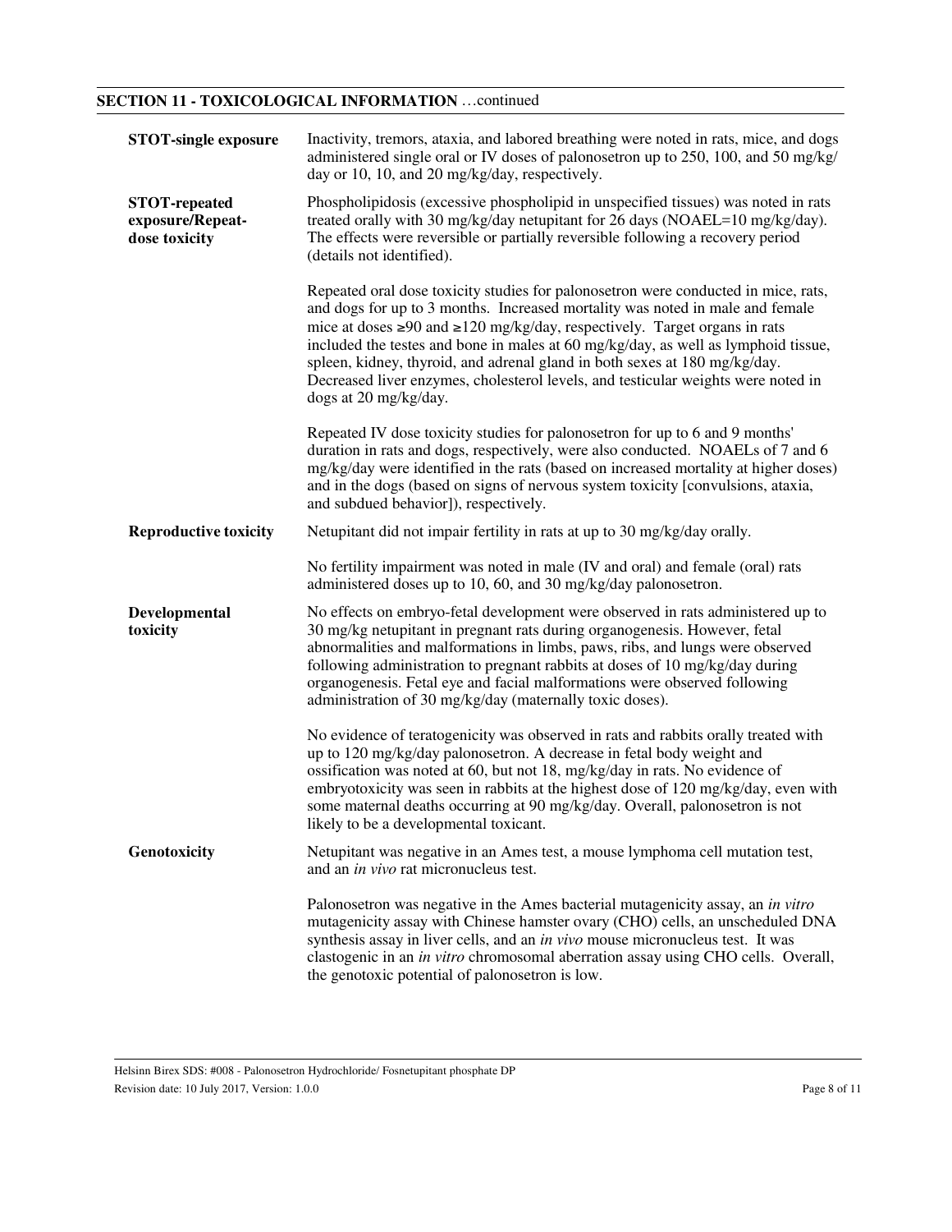## SECTION 11 - TOXICOLOGICAL INFORMATION …continued

**STOT-single exposure**

Inactivity, tremors, ataxia, and labored breathing were noted in rats, mice, and dogs administered single oral or IV doses of palonosetron up to 250, 100, and 50 mg/kg/day or 10, 10, and 20 mg/kg/day, respectively.

**STOT-repeated exposure/Repeat-dose toxicity**

Phospholipidosis (excessive phospholipid in unspecified tissues) was noted in rats treated orally with 30 mg/kg/day netupitant for 26 days (NOAEL=10 mg/kg/day). The effects were reversible or partially reversible following a recovery period (details not identified).

Repeated oral dose toxicity studies for palonosetron were conducted in mice, rats, and dogs for up to 3 months. Increased mortality was noted in male and female mice at doses ≥90 and ≥120 mg/kg/day, respectively. Target organs in rats included the testes and bone in males at 60 mg/kg/day, as well as lymphoid tissue, spleen, kidney, thyroid, and adrenal gland in both sexes at 180 mg/kg/day. Decreased liver enzymes, cholesterol levels, and testicular weights were noted in dogs at 20 mg/kg/day.

Repeated IV dose toxicity studies for palonosetron for up to 6 and 9 months' duration in rats and dogs, respectively, were also conducted. NOAELs of 7 and 6 mg/kg/day were identified in the rats (based on increased mortality at higher doses) and in the dogs (based on signs of nervous system toxicity [convulsions, ataxia, and subdued behavior]), respectively.

**Reproductive toxicity**

Netupitant did not impair fertility in rats at up to 30 mg/kg/day orally.

No fertility impairment was noted in male (IV and oral) and female (oral) rats administered doses up to 10, 60, and 30 mg/kg/day palonosetron.

**Developmental toxicity**

No effects on embryo-fetal development were observed in rats administered up to 30 mg/kg netupitant in pregnant rats during organogenesis. However, fetal abnormalities and malformations in limbs, paws, ribs, and lungs were observed following administration to pregnant rabbits at doses of 10 mg/kg/day during organogenesis. Fetal eye and facial malformations were observed following administration of 30 mg/kg/day (maternally toxic doses).

No evidence of teratogenicity was observed in rats and rabbits orally treated with up to 120 mg/kg/day palonosetron. A decrease in fetal body weight and ossification was noted at 60, but not 18, mg/kg/day in rats. No evidence of embryotoxicity was seen in rabbits at the highest dose of 120 mg/kg/day, even with some maternal deaths occurring at 90 mg/kg/day. Overall, palonosetron is not likely to be a developmental toxicant.

**Genotoxicity**

Netupitant was negative in an Ames test, a mouse lymphoma cell mutation test, and an *in vivo* rat micronucleus test.

Palonosetron was negative in the Ames bacterial mutagenicity assay, an *in vitro* mutagenicity assay with Chinese hamster ovary (CHO) cells, an unscheduled DNA synthesis assay in liver cells, and an *in vivo* mouse micronucleus test. It was clastogenic in an *in vitro* chromosomal aberration assay using CHO cells. Overall, the genotoxic potential of palonosetron is low.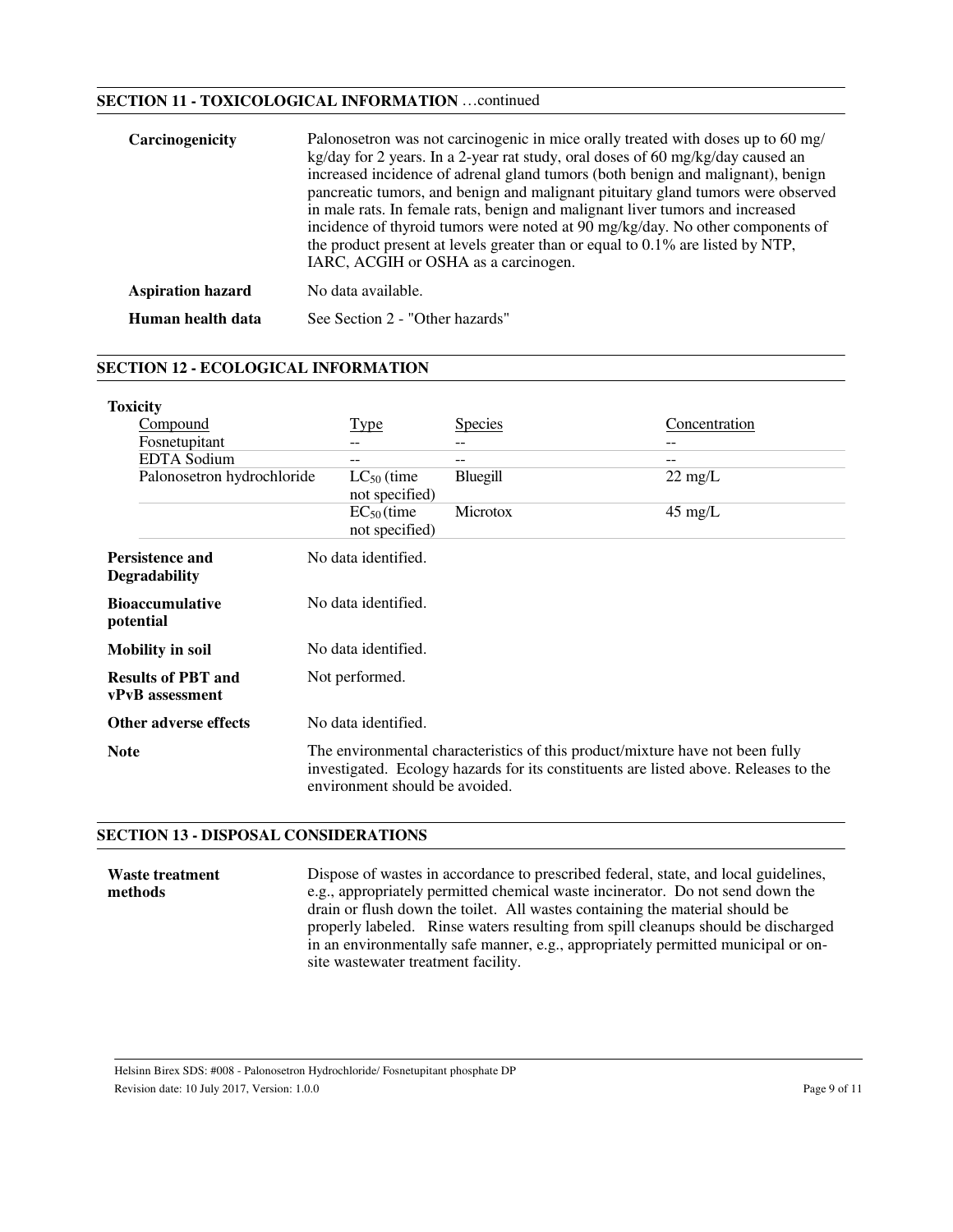## SECTION 11 - TOXICOLOGICAL INFORMATION …continued

**Carcinogenicity**

Palonosetron was not carcinogenic in mice orally treated with doses up to 60 mg/kg/day for 2 years. In a 2-year rat study, oral doses of 60 mg/kg/day caused an increased incidence of adrenal gland tumors (both benign and malignant), benign pancreatic tumors, and benign and malignant pituitary gland tumors were observed in male rats. In female rats, benign and malignant liver tumors and increased incidence of thyroid tumors were noted at 90 mg/kg/day. No other components of the product present at levels greater than or equal to 0.1% are listed by NTP, IARC, ACGIH or OSHA as a carcinogen.

**Aspiration hazard**

No data available.

**Human health data**

See Section 2 - "Other hazards"

## SECTION 12 - ECOLOGICAL INFORMATION

**Toxicity**

| Compound | Type | Species | Concentration |
|---|---|---|---|
| Fosnetupitant | -- | -- | -- |
| EDTA Sodium | -- | -- | -- |
| Palonosetron hydrochloride | $LC_{50}$ (time not specified) | Bluegill | 22 mg/L |
| | $EC_{50}$ (time not specified) | Microtox | 45 mg/L |

**Persistence and Degradability**

No data identified.

**Bioaccumulative potential**

No data identified.

**Mobility in soil**

No data identified.

**Results of PBT and vPvB assessment**

Not performed.

**Other adverse effects**

No data identified.

**Note**

The environmental characteristics of this product/mixture have not been fully investigated. Ecology hazards for its constituents are listed above. Releases to the environment should be avoided.

## SECTION 13 - DISPOSAL CONSIDERATIONS

**Waste treatment methods**

Dispose of wastes in accordance to prescribed federal, state, and local guidelines, e.g., appropriately permitted chemical waste incinerator. Do not send down the drain or flush down the toilet. All wastes containing the material should be properly labeled. Rinse waters resulting from spill cleanups should be discharged in an environmentally safe manner, e.g., appropriately permitted municipal or on-site wastewater treatment facility.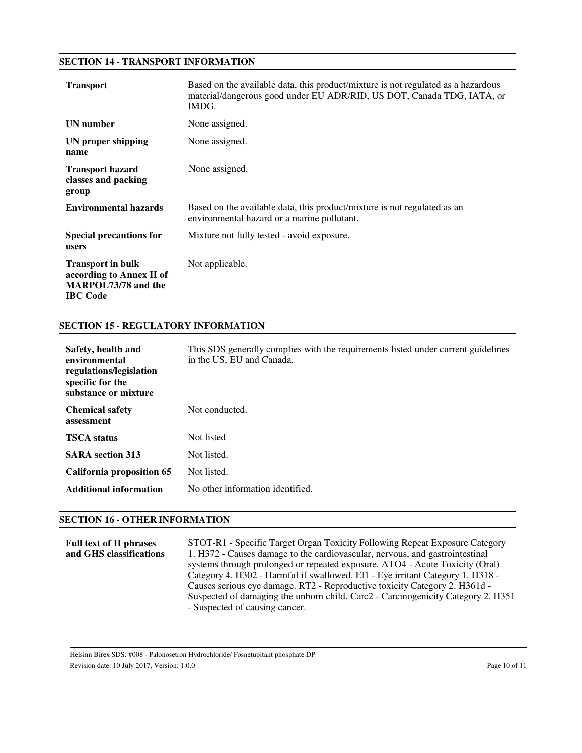## SECTION 14 - TRANSPORT INFORMATION

| | |
|---|---|
| **Transport** | Based on the available data, this product/mixture is not regulated as a hazardous material/dangerous good under EU ADR/RID, US DOT, Canada TDG, IATA, or IMDG. |
| **UN number** | None assigned. |
| **UN proper shipping name** | None assigned. |
| **Transport hazard classes and packing group** | None assigned. |
| **Environmental hazards** | Based on the available data, this product/mixture is not regulated as an environmental hazard or a marine pollutant. |
| **Special precautions for users** | Mixture not fully tested - avoid exposure. |
| **Transport in bulk according to Annex II of MARPOL73/78 and the IBC Code** | Not applicable. |

## SECTION 15 - REGULATORY INFORMATION

| | |
|---|---|
| **Safety, health and environmental regulations/legislation specific for the substance or mixture** | This SDS generally complies with the requirements listed under current guidelines in the US, EU and Canada. |
| **Chemical safety assessment** | Not conducted. |
| **TSCA status** | Not listed |
| **SARA section 313** | Not listed. |
| **California proposition 65** | Not listed. |
| **Additional information** | No other information identified. |

## SECTION 16 - OTHER INFORMATION

| | |
|---|---|
| **Full text of H phrases and GHS classifications** | STOT-R1 - Specific Target Organ Toxicity Following Repeat Exposure Category 1. H372 - Causes damage to the cardiovascular, nervous, and gastrointestinal systems through prolonged or repeated exposure. ATO4 - Acute Toxicity (Oral) Category 4. H302 - Harmful if swallowed. EI1 - Eye irritant Category 1. H318 - Causes serious eye damage. RT2 - Reproductive toxicity Category 2. H361d - Suspected of damaging the unborn child. Carc2 - Carcinogenicity Category 2. H351 - Suspected of causing cancer. |

Helsinn Birex SDS: #008 - Palonosetron Hydrochloride/ Fosnetupitant phosphate DP
Revision date: 10 July 2017, Version: 1.0.0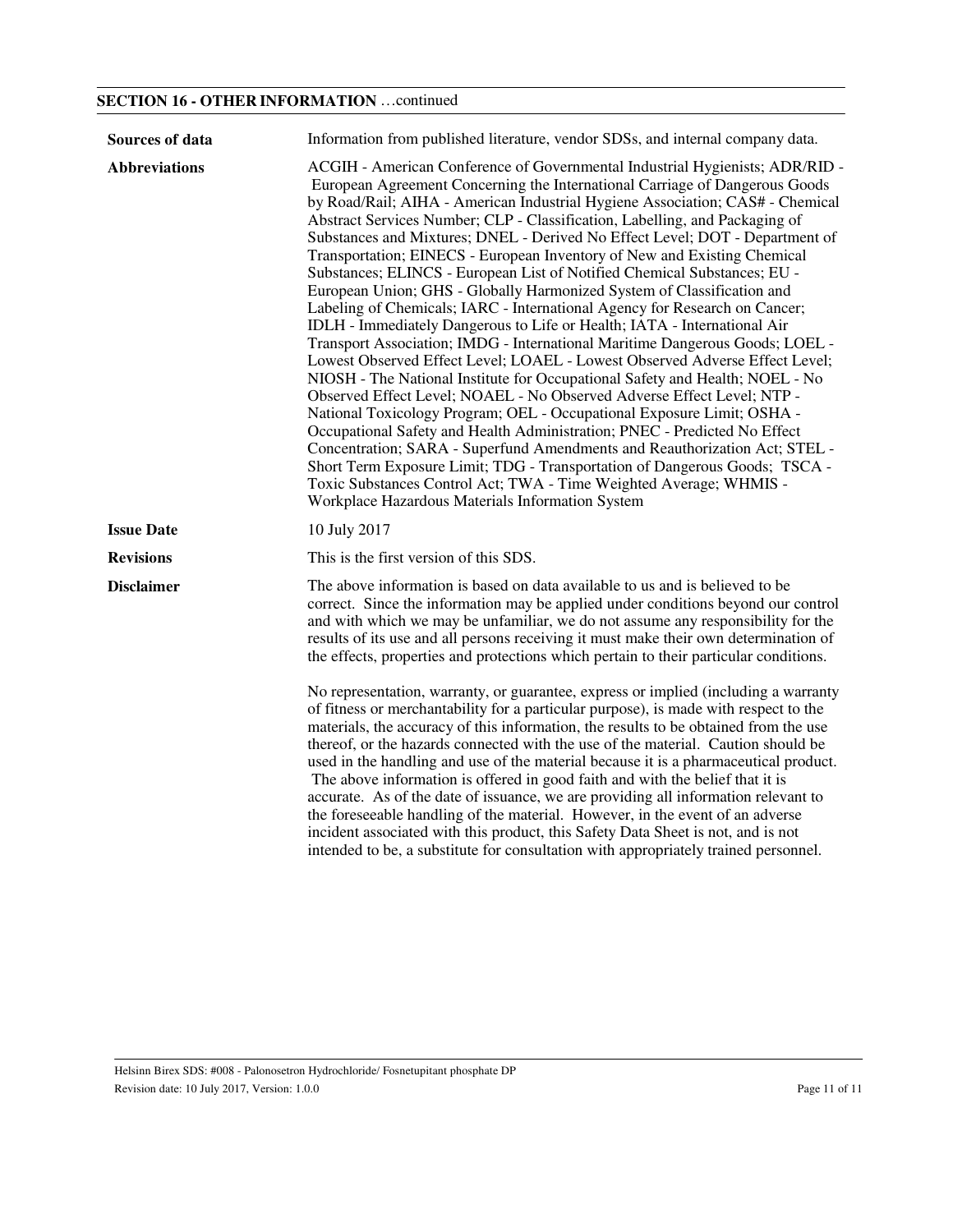## SECTION 16 - OTHER INFORMATION …continued

| | |
|---|---|
| **Sources of data** | Information from published literature, vendor SDSs, and internal company data. |
| **Abbreviations** | ACGIH - American Conference of Governmental Industrial Hygienists; ADR/RID - European Agreement Concerning the International Carriage of Dangerous Goods by Road/Rail; AIHA - American Industrial Hygiene Association; CAS# - Chemical Abstract Services Number; CLP - Classification, Labelling, and Packaging of Substances and Mixtures; DNEL - Derived No Effect Level; DOT - Department of Transportation; EINECS - European Inventory of New and Existing Chemical Substances; ELINCS - European List of Notified Chemical Substances; EU - European Union; GHS - Globally Harmonized System of Classification and Labeling of Chemicals; IARC - International Agency for Research on Cancer; IDLH - Immediately Dangerous to Life or Health; IATA - International Air Transport Association; IMDG - International Maritime Dangerous Goods; LOEL - Lowest Observed Effect Level; LOAEL - Lowest Observed Adverse Effect Level; NIOSH - The National Institute for Occupational Safety and Health; NOEL - No Observed Effect Level; NOAEL - No Observed Adverse Effect Level; NTP - National Toxicology Program; OEL - Occupational Exposure Limit; OSHA - Occupational Safety and Health Administration; PNEC - Predicted No Effect Concentration; SARA - Superfund Amendments and Reauthorization Act; STEL - Short Term Exposure Limit; TDG - Transportation of Dangerous Goods; TSCA - Toxic Substances Control Act; TWA - Time Weighted Average; WHMIS - Workplace Hazardous Materials Information System |
| **Issue Date** | 10 July 2017 |
| **Revisions** | This is the first version of this SDS. |
| **Disclaimer** | The above information is based on data available to us and is believed to be correct. Since the information may be applied under conditions beyond our control and with which we may be unfamiliar, we do not assume any responsibility for the results of its use and all persons receiving it must make their own determination of the effects, properties and protections which pertain to their particular conditions.<br><br>No representation, warranty, or guarantee, express or implied (including a warranty of fitness or merchantability for a particular purpose), is made with respect to the materials, the accuracy of this information, the results to be obtained from the use thereof, or the hazards connected with the use of the material. Caution should be used in the handling and use of the material because it is a pharmaceutical product. The above information is offered in good faith and with the belief that it is accurate. As of the date of issuance, we are providing all information relevant to the foreseeable handling of the material. However, in the event of an adverse incident associated with this product, this Safety Data Sheet is not, and is not intended to be, a substitute for consultation with appropriately trained personnel. |